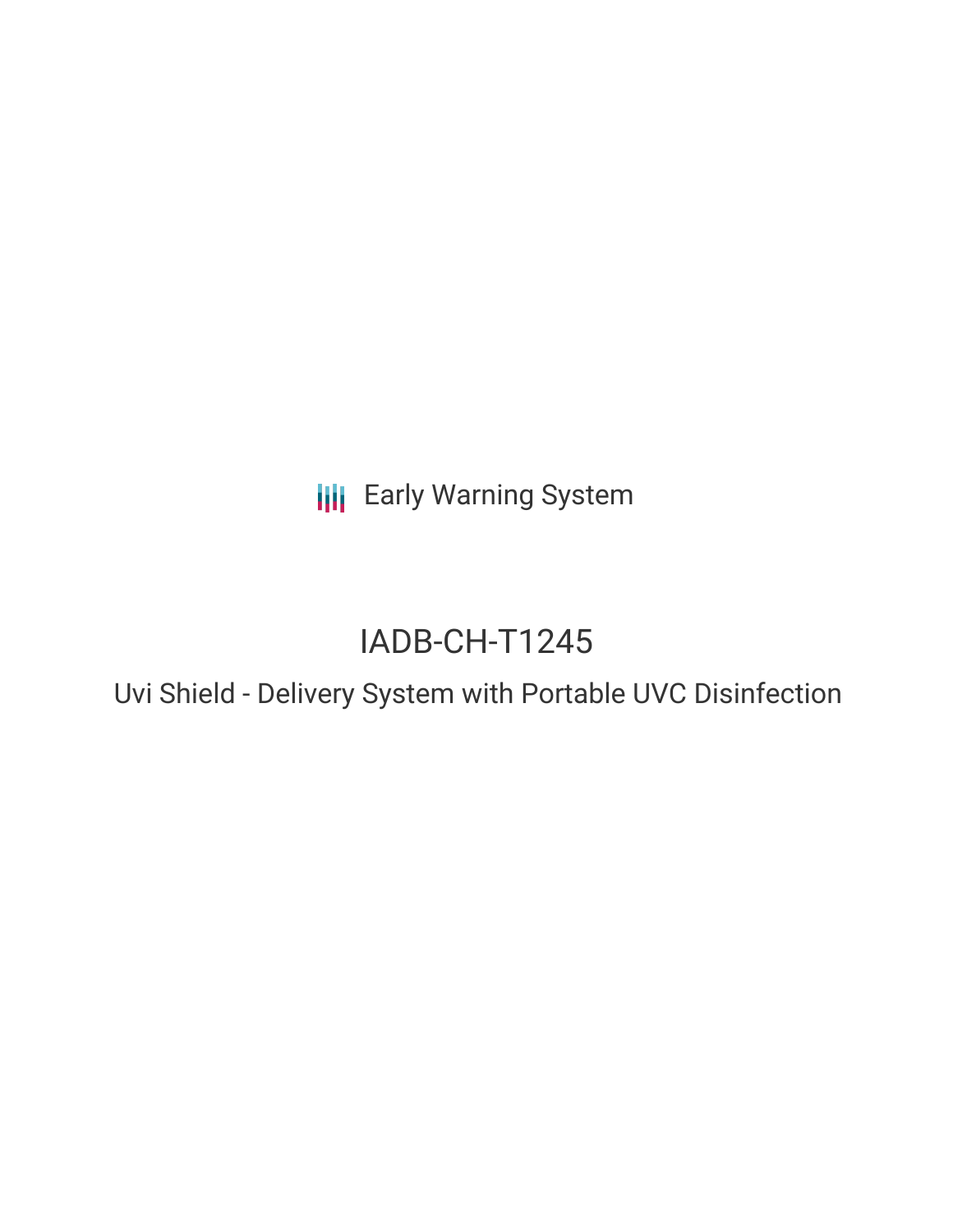Early Warning System

# IADB-CH-T1245

## Uvi Shield - Delivery System with Portable UVC Disinfection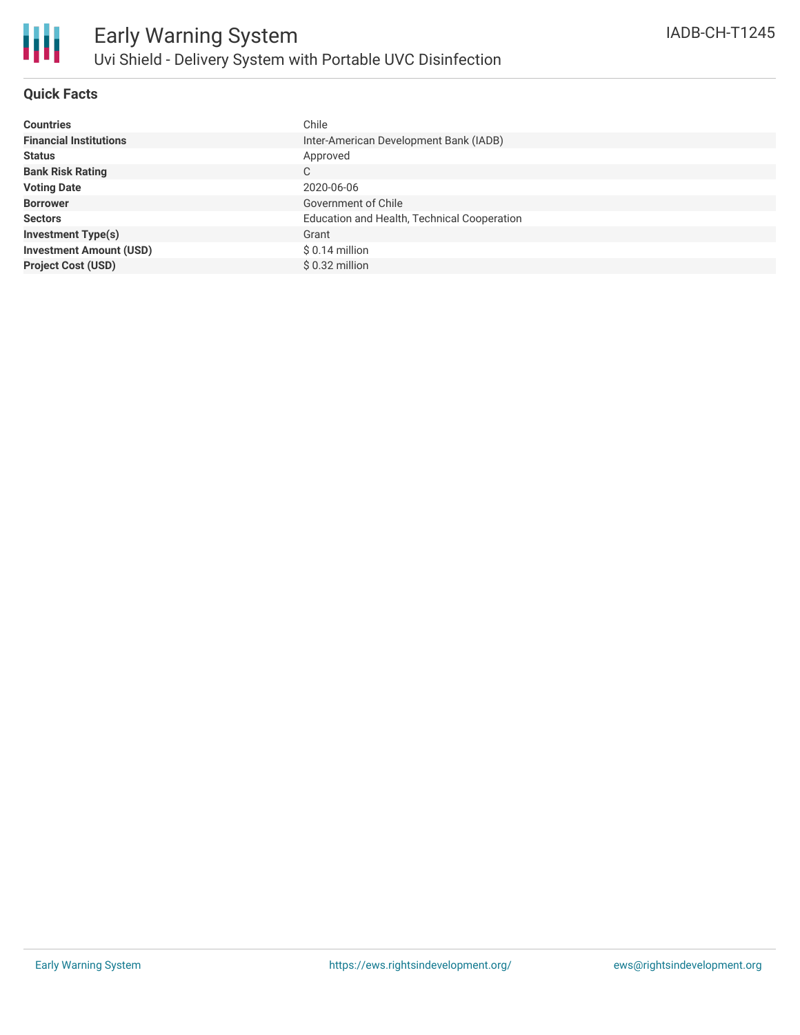# Early Warning System

## Uvi Shield - Delivery System with Portable UVC Disinfection

IADB-CH-T1245

### Quick Facts

| | |
|---|---|
| **Countries** | Chile |
| **Financial Institutions** | Inter-American Development Bank (IADB) |
| **Status** | Approved |
| **Bank Risk Rating** | C |
| **Voting Date** | 2020-06-06 |
| **Borrower** | Government of Chile |
| **Sectors** | Education and Health, Technical Cooperation |
| **Investment Type(s)** | Grant |
| **Investment Amount (USD)** | $ 0.14 million |
| **Project Cost (USD)** | $ 0.32 million |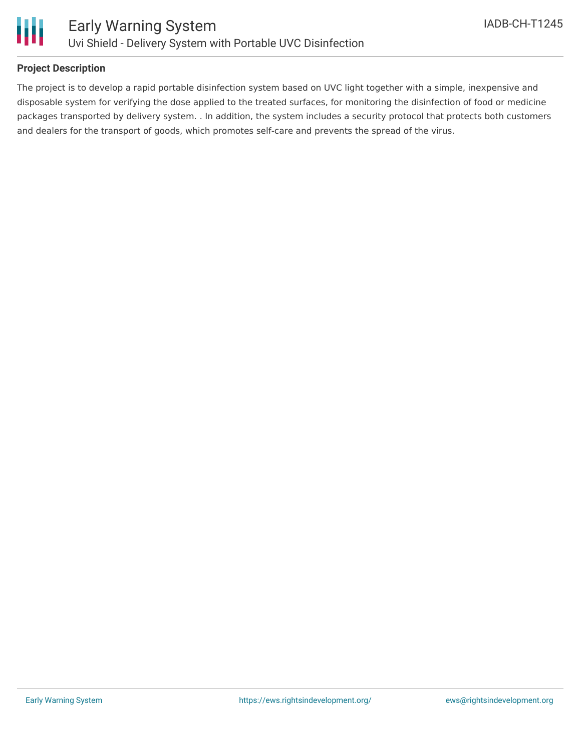## Project Description

The project is to develop a rapid portable disinfection system based on UVC light together with a simple, inexpensive and disposable system for verifying the dose applied to the treated surfaces, for monitoring the disinfection of food or medicine packages transported by delivery system. . In addition, the system includes a security protocol that protects both customers and dealers for the transport of goods, which promotes self-care and prevents the spread of the virus.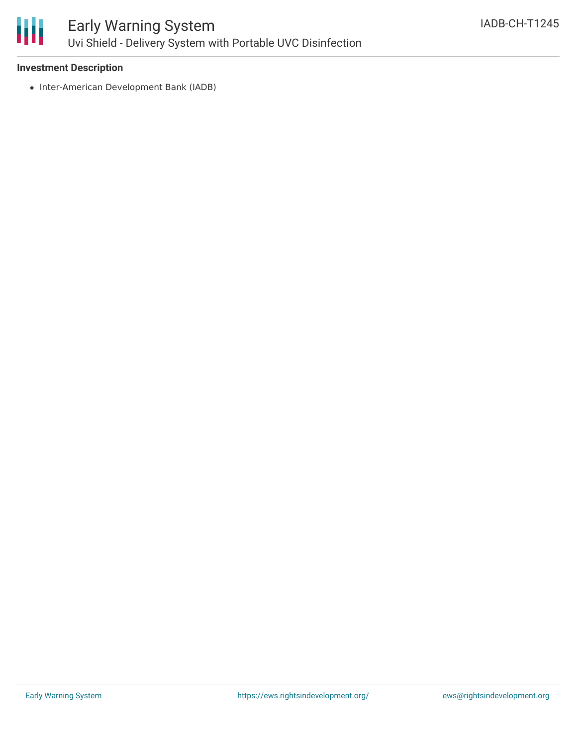### Investment Description

- Inter-American Development Bank (IADB)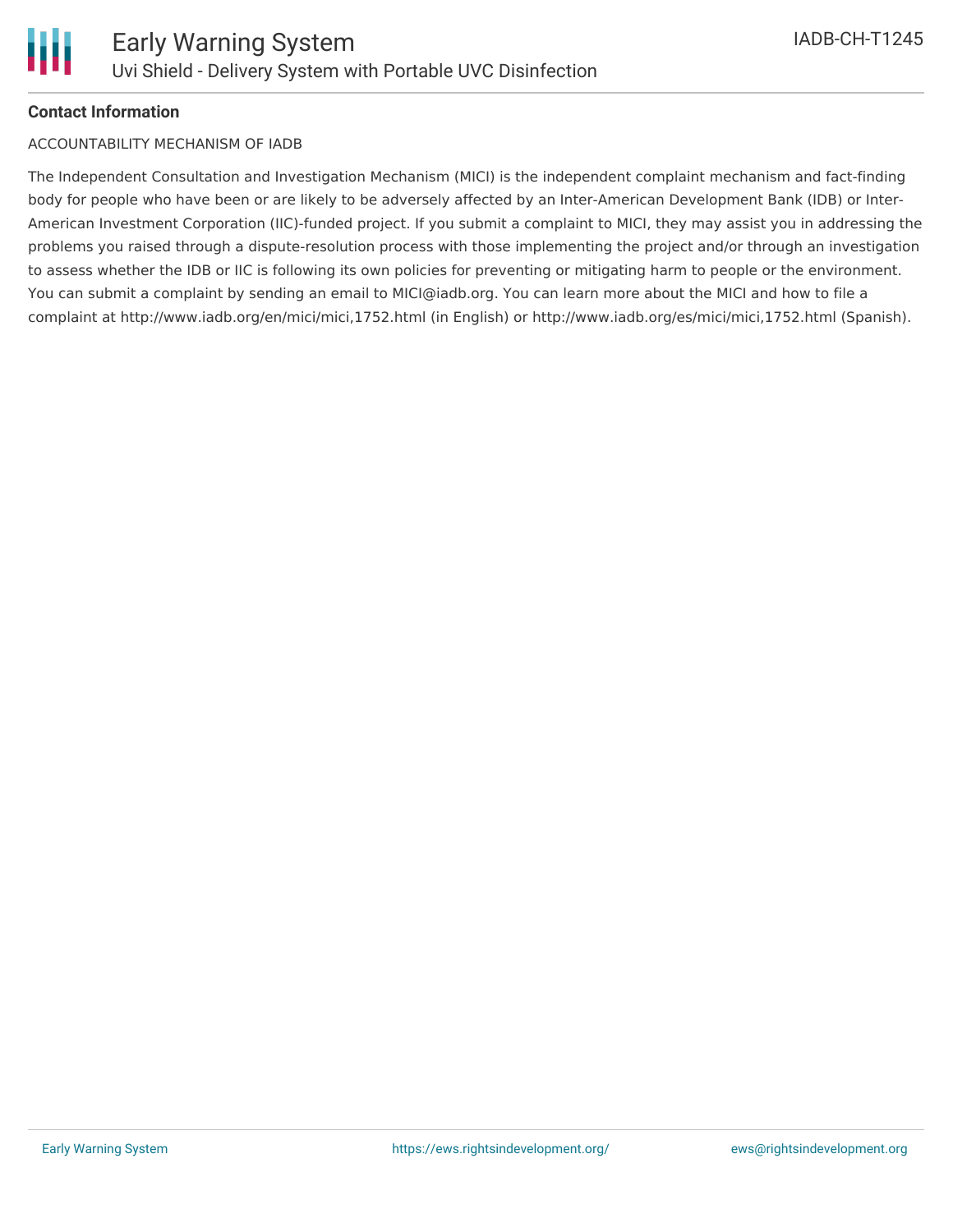**Contact Information**

ACCOUNTABILITY MECHANISM OF IADB

The Independent Consultation and Investigation Mechanism (MICI) is the independent complaint mechanism and fact-finding body for people who have been or are likely to be adversely affected by an Inter-American Development Bank (IDB) or Inter-American Investment Corporation (IIC)-funded project. If you submit a complaint to MICI, they may assist you in addressing the problems you raised through a dispute-resolution process with those implementing the project and/or through an investigation to assess whether the IDB or IIC is following its own policies for preventing or mitigating harm to people or the environment. You can submit a complaint by sending an email to MICI@iadb.org. You can learn more about the MICI and how to file a complaint at http://www.iadb.org/en/mici/mici,1752.html (in English) or http://www.iadb.org/es/mici/mici,1752.html (Spanish).